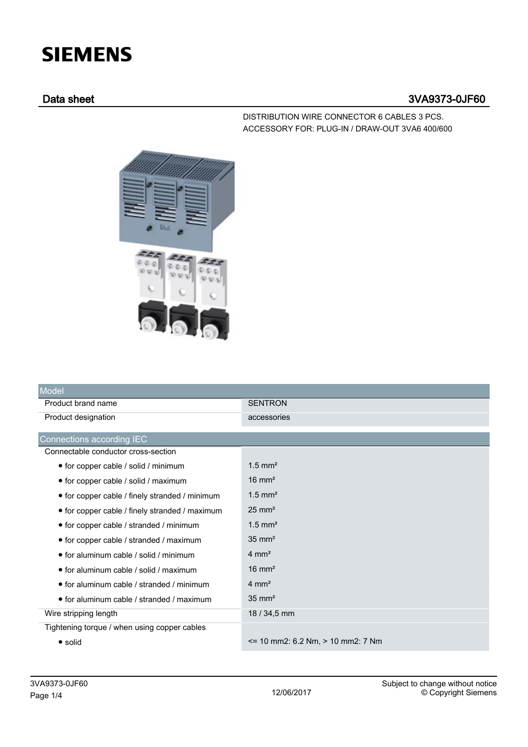SIEMENS

## Data sheet 3VA9373-0JF60

DISTRIBUTION WIRE CONNECTOR 6 CABLES 3 PCS.
ACCESSORY FOR: PLUG-IN / DRAW-OUT 3VA6 400/600

| Model | |
|---|---|
| Product brand name | SENTRON |
| Product designation | accessories |

| Connections according IEC | |
|---|---|
| Connectable conductor cross-section | |
| • for copper cable / solid / minimum | 1.5 mm² |
| • for copper cable / solid / maximum | 16 mm² |
| • for copper cable / finely stranded / minimum | 1.5 mm² |
| • for copper cable / finely stranded / maximum | 25 mm² |
| • for copper cable / stranded / minimum | 1.5 mm² |
| • for copper cable / stranded / maximum | 35 mm² |
| • for aluminum cable / solid / minimum | 4 mm² |
| • for aluminum cable / solid / maximum | 16 mm² |
| • for aluminum cable / stranded / minimum | 4 mm² |
| • for aluminum cable / stranded / maximum | 35 mm² |
| Wire stripping length | 18 / 34,5 mm |
| Tightening torque / when using copper cables | |
| • solid | <= 10 mm2: 6.2 Nm, > 10 mm2: 7 Nm |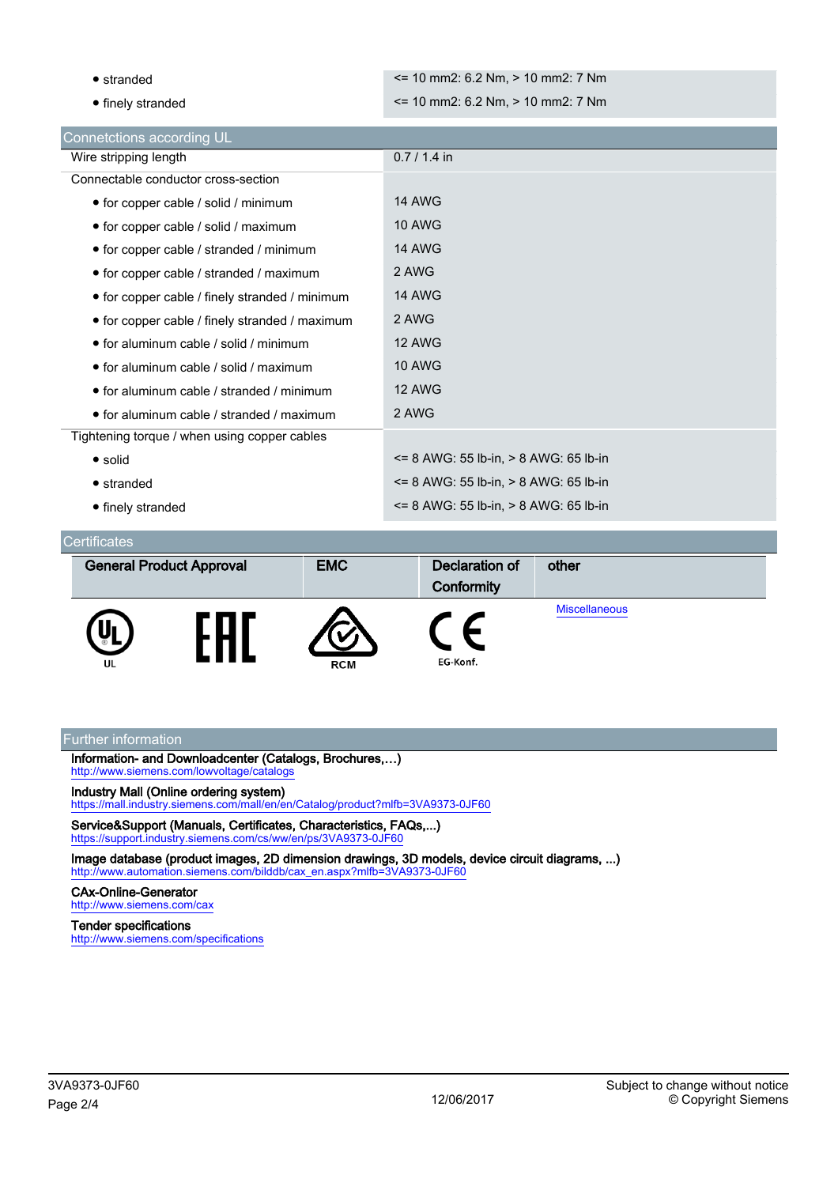| | |
|---|---|
| • stranded | <= 10 mm2: 6.2 Nm, > 10 mm2: 7 Nm |
| • finely stranded | <= 10 mm2: 6.2 Nm, > 10 mm2: 7 Nm |

## Connetctions according UL

| | |
|---|---|
| Wire stripping length | 0.7 / 1.4 in |
| Connectable conductor cross-section | |
| • for copper cable / solid / minimum | 14 AWG |
| • for copper cable / solid / maximum | 10 AWG |
| • for copper cable / stranded / minimum | 14 AWG |
| • for copper cable / stranded / maximum | 2 AWG |
| • for copper cable / finely stranded / minimum | 14 AWG |
| • for copper cable / finely stranded / maximum | 2 AWG |
| • for aluminum cable / solid / minimum | 12 AWG |
| • for aluminum cable / solid / maximum | 10 AWG |
| • for aluminum cable / stranded / minimum | 12 AWG |
| • for aluminum cable / stranded / maximum | 2 AWG |
| Tightening torque / when using copper cables | |
| • solid | <= 8 AWG: 55 lb-in, > 8 AWG: 65 lb-in |
| • stranded | <= 8 AWG: 55 lb-in, > 8 AWG: 65 lb-in |
| • finely stranded | <= 8 AWG: 55 lb-in, > 8 AWG: 65 lb-in |

## Certificates

| General Product Approval | | EMC | Declaration of Conformity | other |
|---|---|---|---|---|
| UL | EAC | RCM | EG-Konf. | Miscellaneous |

## Further information

**Information- and Downloadcenter (Catalogs, Brochures,…)**
http://www.siemens.com/lowvoltage/catalogs

**Industry Mall (Online ordering system)**
https://mall.industry.siemens.com/mall/en/en/Catalog/product?mlfb=3VA9373-0JF60

**Service&Support (Manuals, Certificates, Characteristics, FAQs,...)**
https://support.industry.siemens.com/cs/ww/en/ps/3VA9373-0JF60

**Image database (product images, 2D dimension drawings, 3D models, device circuit diagrams, ...)**
http://www.automation.siemens.com/bilddb/cax_en.aspx?mlfb=3VA9373-0JF60

**CAx-Online-Generator**
http://www.siemens.com/cax

**Tender specifications**
http://www.siemens.com/specifications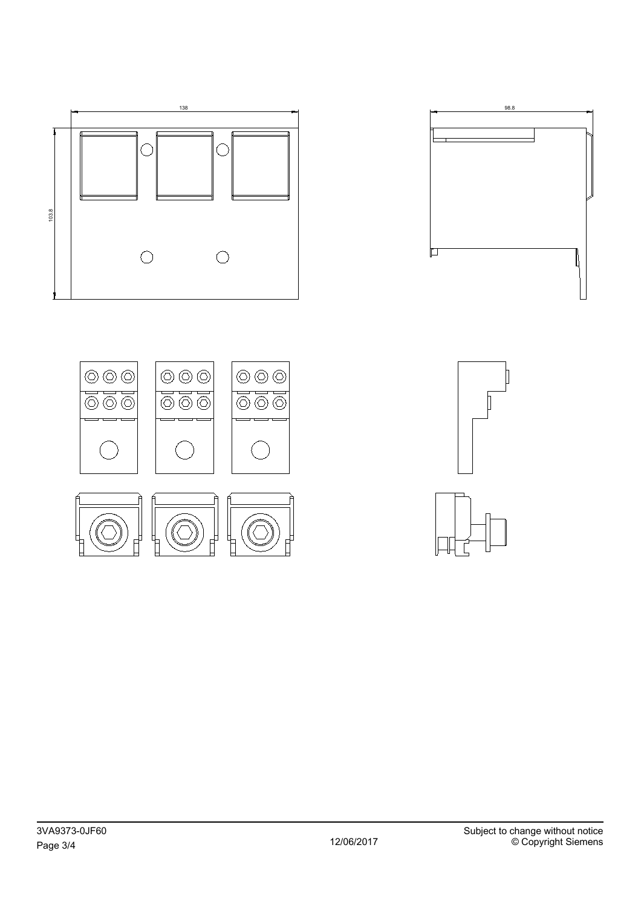138

103.8

98.8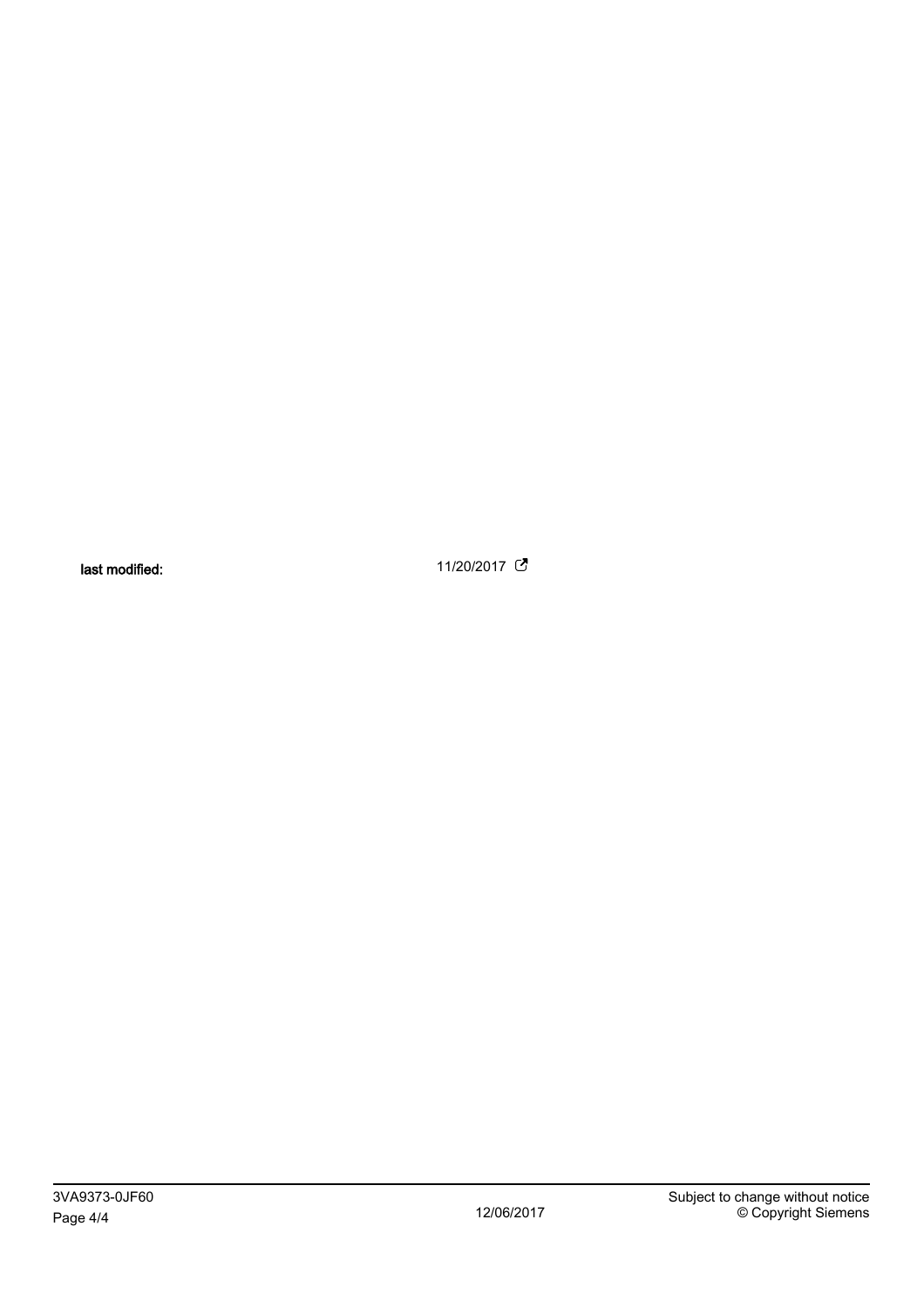| | |
|---|---|
| **last modified:** | 11/20/2017 |